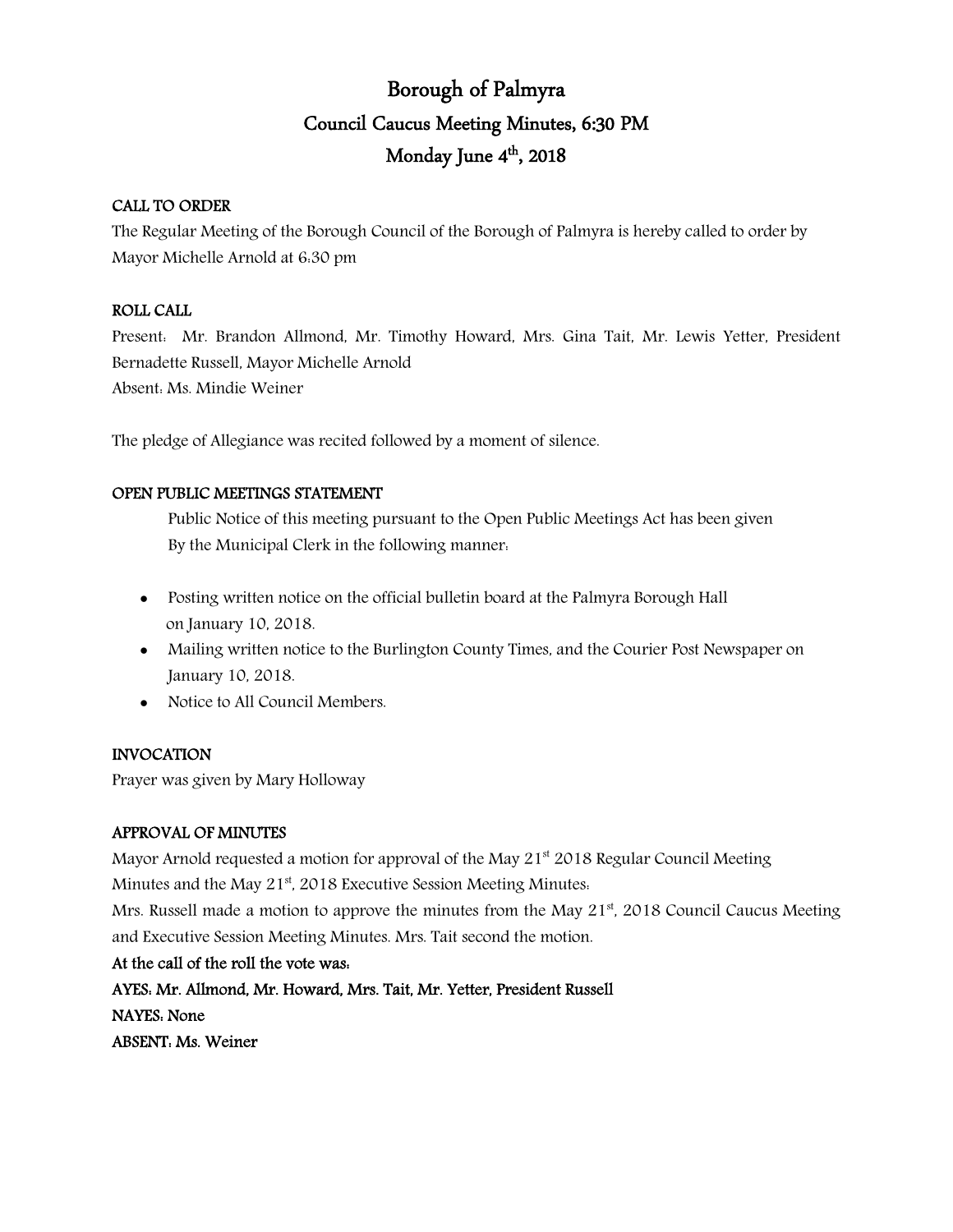# Borough of Palmyra

## Council Caucus Meeting Minutes, 6:30 PM

## Monday June 4th, 2018

**CALL TO ORDER**

The Regular Meeting of the Borough Council of the Borough of Palmyra is hereby called to order by Mayor Michelle Arnold at 6:30 pm

**ROLL CALL**

Present: Mr. Brandon Allmond, Mr. Timothy Howard, Mrs. Gina Tait, Mr. Lewis Yetter, President Bernadette Russell, Mayor Michelle Arnold

Absent: Ms. Mindie Weiner

The pledge of Allegiance was recited followed by a moment of silence.

**OPEN PUBLIC MEETINGS STATEMENT**

Public Notice of this meeting pursuant to the Open Public Meetings Act has been given By the Municipal Clerk in the following manner:

- Posting written notice on the official bulletin board at the Palmyra Borough Hall on January 10, 2018.
- Mailing written notice to the Burlington County Times, and the Courier Post Newspaper on January 10, 2018.
- Notice to All Council Members.

**INVOCATION**

Prayer was given by Mary Holloway

**APPROVAL OF MINUTES**

Mayor Arnold requested a motion for approval of the May 21st 2018 Regular Council Meeting Minutes and the May 21st, 2018 Executive Session Meeting Minutes:

Mrs. Russell made a motion to approve the minutes from the May 21st, 2018 Council Caucus Meeting and Executive Session Meeting Minutes. Mrs. Tait second the motion.

**At the call of the roll the vote was:**

**AYES: Mr. Allmond, Mr. Howard, Mrs. Tait, Mr. Yetter, President Russell**

**NAYES: None**

**ABSENT: Ms. Weiner**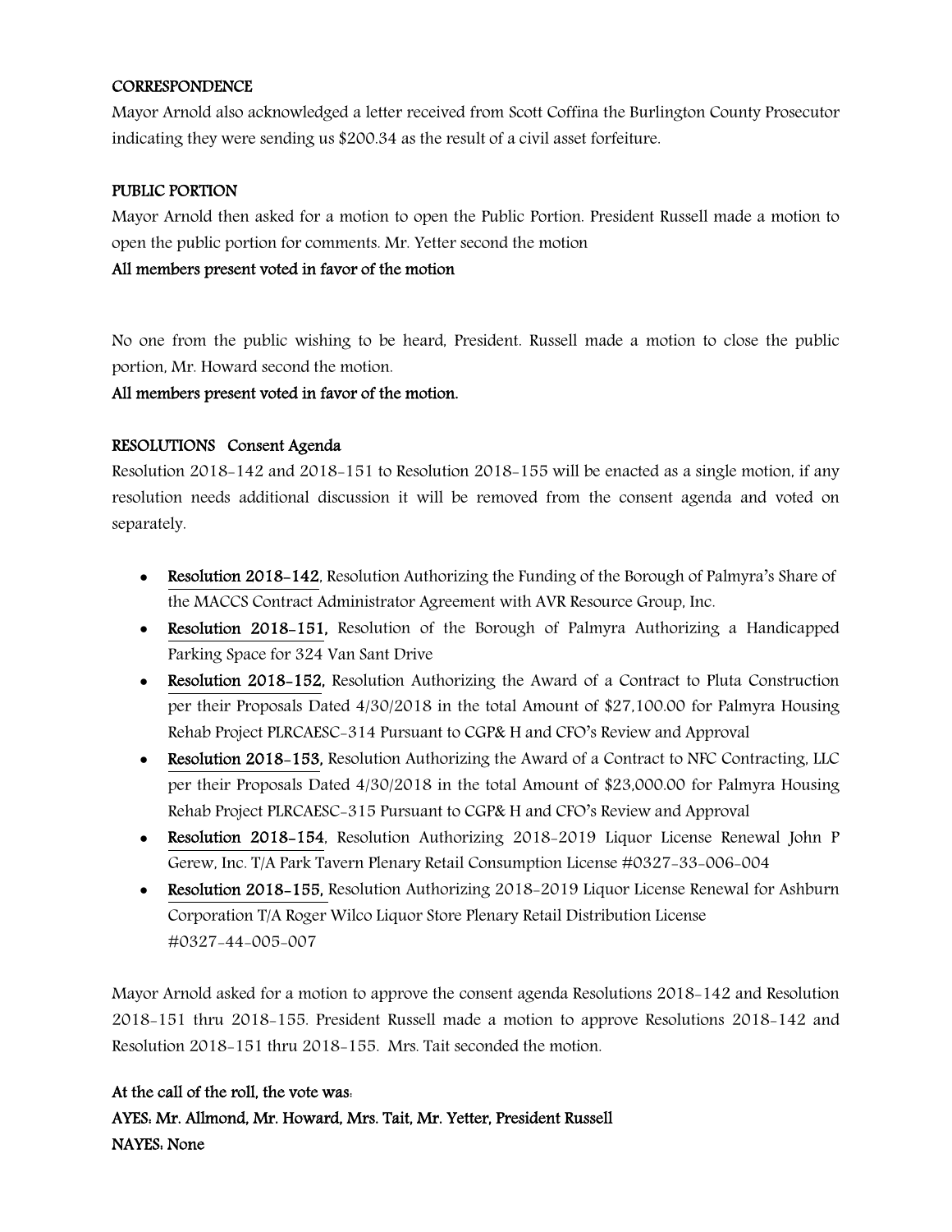**CORRESPONDENCE**

Mayor Arnold also acknowledged a letter received from Scott Coffina the Burlington County Prosecutor indicating they were sending us $200.34 as the result of a civil asset forfeiture.

**PUBLIC PORTION**

Mayor Arnold then asked for a motion to open the Public Portion. President Russell made a motion to open the public portion for comments. Mr. Yetter second the motion

**All members present voted in favor of the motion**

No one from the public wishing to be heard, President. Russell made a motion to close the public portion, Mr. Howard second the motion.

**All members present voted in favor of the motion.**

**RESOLUTIONS Consent Agenda**

Resolution 2018-142 and 2018-151 to Resolution 2018-155 will be enacted as a single motion, if any resolution needs additional discussion it will be removed from the consent agenda and voted on separately.

- **Resolution 2018-142**, Resolution Authorizing the Funding of the Borough of Palmyra's Share of the MACCS Contract Administrator Agreement with AVR Resource Group, Inc.
- **Resolution 2018-151,** Resolution of the Borough of Palmyra Authorizing a Handicapped Parking Space for 324 Van Sant Drive
- **Resolution 2018-152,** Resolution Authorizing the Award of a Contract to Pluta Construction per their Proposals Dated 4/30/2018 in the total Amount of $27,100.00 for Palmyra Housing Rehab Project PLRCAESC-314 Pursuant to CGP& H and CFO's Review and Approval
- **Resolution 2018-153,** Resolution Authorizing the Award of a Contract to NFC Contracting, LLC per their Proposals Dated 4/30/2018 in the total Amount of $23,000.00 for Palmyra Housing Rehab Project PLRCAESC-315 Pursuant to CGP& H and CFO's Review and Approval
- **Resolution 2018-154**, Resolution Authorizing 2018-2019 Liquor License Renewal John P Gerew, Inc. T/A Park Tavern Plenary Retail Consumption License #0327-33-006-004
- **Resolution 2018-155,** Resolution Authorizing 2018-2019 Liquor License Renewal for Ashburn Corporation T/A Roger Wilco Liquor Store Plenary Retail Distribution License #0327-44-005-007

Mayor Arnold asked for a motion to approve the consent agenda Resolutions 2018-142 and Resolution 2018-151 thru 2018-155. President Russell made a motion to approve Resolutions 2018-142 and Resolution 2018-151 thru 2018-155. Mrs. Tait seconded the motion.

**At the call of the roll, the vote was:**
**AYES: Mr. Allmond, Mr. Howard, Mrs. Tait, Mr. Yetter, President Russell**
**NAYES: None**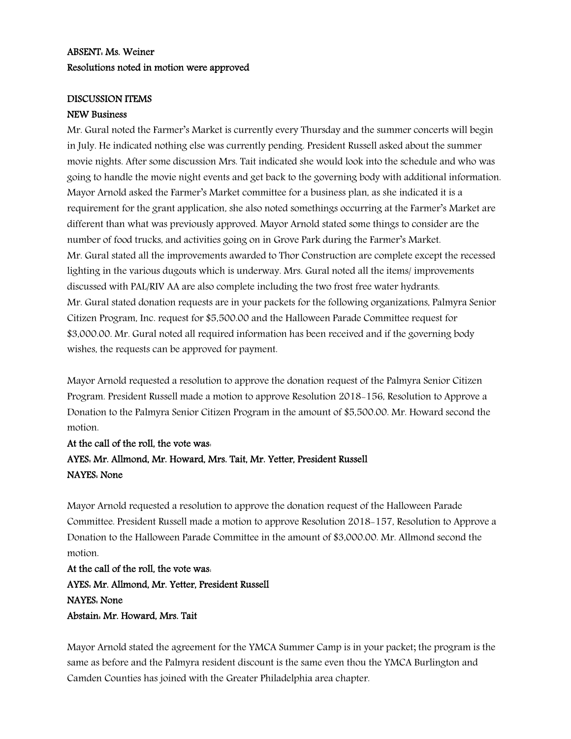**ABSENT: Ms. Weiner**
**Resolutions noted in motion were approved**

**DISCUSSION ITEMS**
**NEW Business**
Mr. Gural noted the Farmer's Market is currently every Thursday and the summer concerts will begin in July. He indicated nothing else was currently pending. President Russell asked about the summer movie nights. After some discussion Mrs. Tait indicated she would look into the schedule and who was going to handle the movie night events and get back to the governing body with additional information. Mayor Arnold asked the Farmer's Market committee for a business plan, as she indicated it is a requirement for the grant application, she also noted somethings occurring at the Farmer's Market are different than what was previously approved. Mayor Arnold stated some things to consider are the number of food trucks, and activities going on in Grove Park during the Farmer's Market.
Mr. Gural stated all the improvements awarded to Thor Construction are complete except the recessed lighting in the various dugouts which is underway. Mrs. Gural noted all the items/ improvements discussed with PAL/RIV AA are also complete including the two frost free water hydrants.
Mr. Gural stated donation requests are in your packets for the following organizations, Palmyra Senior Citizen Program, Inc. request for $5,500.00 and the Halloween Parade Committee request for $3,000.00. Mr. Gural noted all required information has been received and if the governing body wishes, the requests can be approved for payment.

Mayor Arnold requested a resolution to approve the donation request of the Palmyra Senior Citizen Program. President Russell made a motion to approve Resolution 2018-156, Resolution to Approve a Donation to the Palmyra Senior Citizen Program in the amount of $5,500.00. Mr. Howard second the motion.
**At the call of the roll, the vote was:**
**AYES: Mr. Allmond, Mr. Howard, Mrs. Tait, Mr. Yetter, President Russell**
**NAYES: None**

Mayor Arnold requested a resolution to approve the donation request of the Halloween Parade Committee. President Russell made a motion to approve Resolution 2018-157, Resolution to Approve a Donation to the Halloween Parade Committee in the amount of $3,000.00. Mr. Allmond second the motion.
**At the call of the roll, the vote was:**
**AYES: Mr. Allmond, Mr. Yetter, President Russell**
**NAYES: None**
**Abstain: Mr. Howard, Mrs. Tait**

Mayor Arnold stated the agreement for the YMCA Summer Camp is in your packet; the program is the same as before and the Palmyra resident discount is the same even thou the YMCA Burlington and Camden Counties has joined with the Greater Philadelphia area chapter.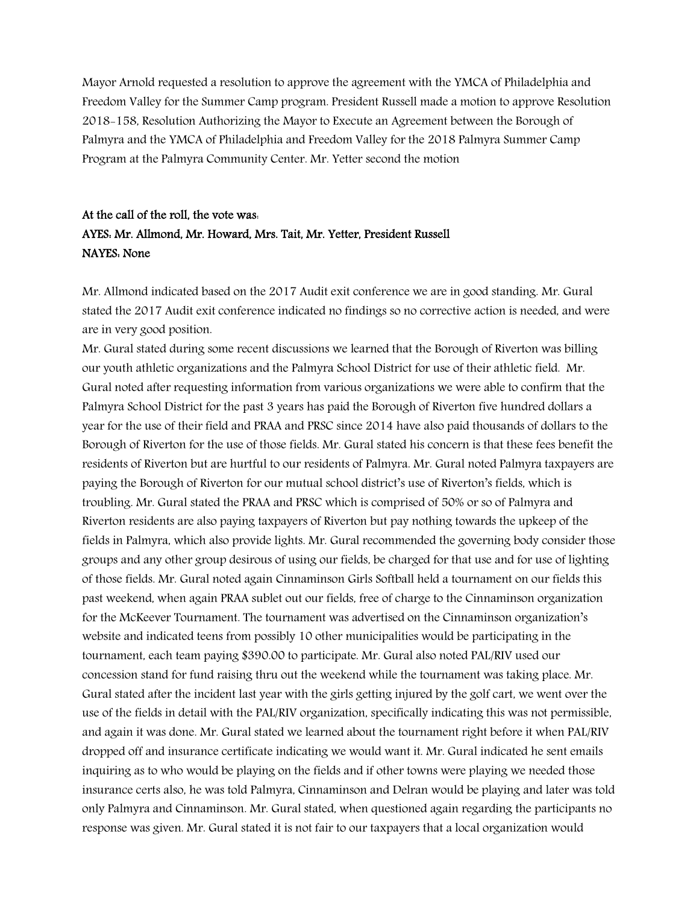Mayor Arnold requested a resolution to approve the agreement with the YMCA of Philadelphia and Freedom Valley for the Summer Camp program. President Russell made a motion to approve Resolution 2018-158, Resolution Authorizing the Mayor to Execute an Agreement between the Borough of Palmyra and the YMCA of Philadelphia and Freedom Valley for the 2018 Palmyra Summer Camp Program at the Palmyra Community Center. Mr. Yetter second the motion

**At the call of the roll, the vote was:**
**AYES: Mr. Allmond, Mr. Howard, Mrs. Tait, Mr. Yetter, President Russell**
**NAYES: None**

Mr. Allmond indicated based on the 2017 Audit exit conference we are in good standing. Mr. Gural stated the 2017 Audit exit conference indicated no findings so no corrective action is needed, and were are in very good position.

Mr. Gural stated during some recent discussions we learned that the Borough of Riverton was billing our youth athletic organizations and the Palmyra School District for use of their athletic field. Mr. Gural noted after requesting information from various organizations we were able to confirm that the Palmyra School District for the past 3 years has paid the Borough of Riverton five hundred dollars a year for the use of their field and PRAA and PRSC since 2014 have also paid thousands of dollars to the Borough of Riverton for the use of those fields. Mr. Gural stated his concern is that these fees benefit the residents of Riverton but are hurtful to our residents of Palmyra. Mr. Gural noted Palmyra taxpayers are paying the Borough of Riverton for our mutual school district's use of Riverton's fields, which is troubling. Mr. Gural stated the PRAA and PRSC which is comprised of 50% or so of Palmyra and Riverton residents are also paying taxpayers of Riverton but pay nothing towards the upkeep of the fields in Palmyra, which also provide lights. Mr. Gural recommended the governing body consider those groups and any other group desirous of using our fields, be charged for that use and for use of lighting of those fields. Mr. Gural noted again Cinnaminson Girls Softball held a tournament on our fields this past weekend, when again PRAA sublet out our fields, free of charge to the Cinnaminson organization for the McKeever Tournament. The tournament was advertised on the Cinnaminson organization's website and indicated teens from possibly 10 other municipalities would be participating in the tournament, each team paying $390.00 to participate. Mr. Gural also noted PAL/RIV used our concession stand for fund raising thru out the weekend while the tournament was taking place. Mr. Gural stated after the incident last year with the girls getting injured by the golf cart, we went over the use of the fields in detail with the PAL/RIV organization, specifically indicating this was not permissible, and again it was done. Mr. Gural stated we learned about the tournament right before it when PAL/RIV dropped off and insurance certificate indicating we would want it. Mr. Gural indicated he sent emails inquiring as to who would be playing on the fields and if other towns were playing we needed those insurance certs also, he was told Palmyra, Cinnaminson and Delran would be playing and later was told only Palmyra and Cinnaminson. Mr. Gural stated, when questioned again regarding the participants no response was given. Mr. Gural stated it is not fair to our taxpayers that a local organization would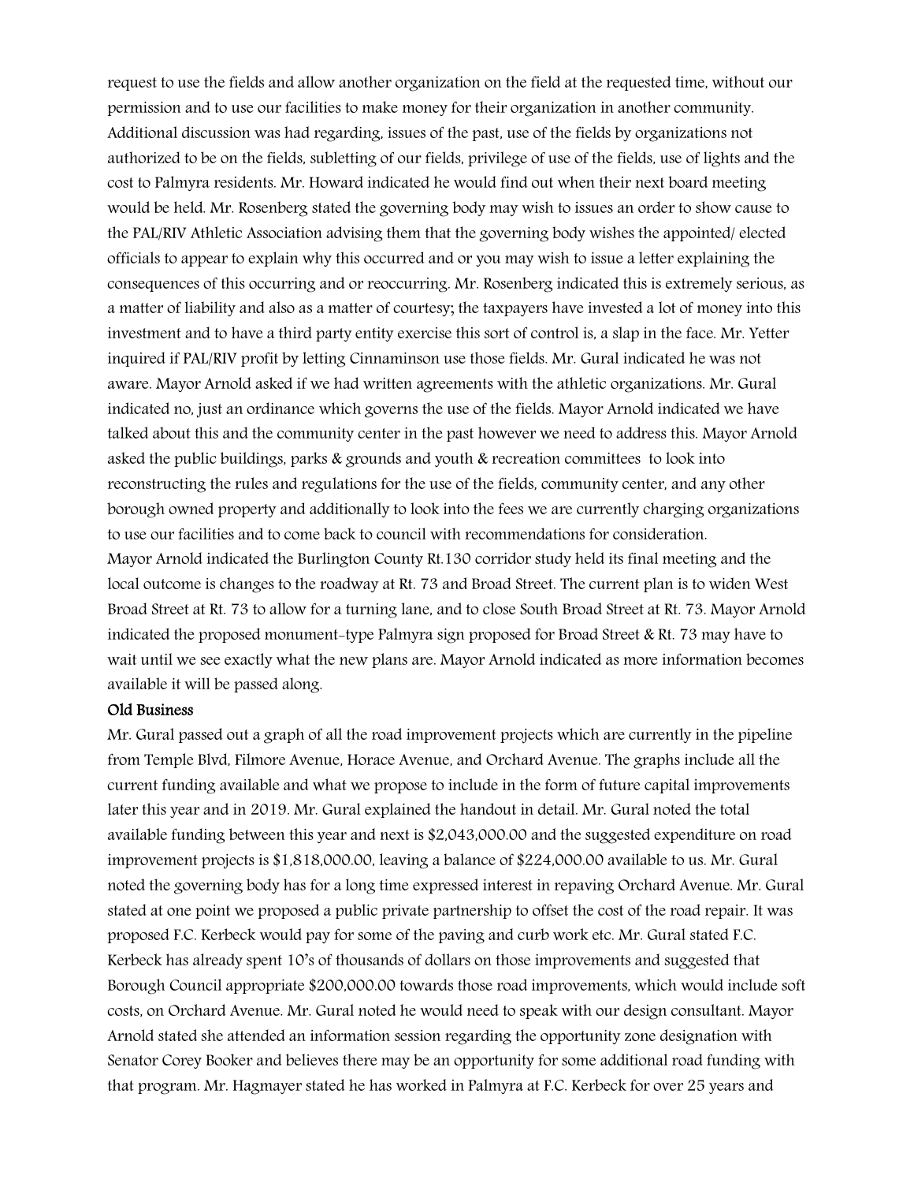request to use the fields and allow another organization on the field at the requested time, without our permission and to use our facilities to make money for their organization in another community. Additional discussion was had regarding, issues of the past, use of the fields by organizations not authorized to be on the fields, subletting of our fields, privilege of use of the fields, use of lights and the cost to Palmyra residents. Mr. Howard indicated he would find out when their next board meeting would be held. Mr. Rosenberg stated the governing body may wish to issues an order to show cause to the PAL/RIV Athletic Association advising them that the governing body wishes the appointed/ elected officials to appear to explain why this occurred and or you may wish to issue a letter explaining the consequences of this occurring and or reoccurring. Mr. Rosenberg indicated this is extremely serious, as a matter of liability and also as a matter of courtesy; the taxpayers have invested a lot of money into this investment and to have a third party entity exercise this sort of control is, a slap in the face. Mr. Yetter inquired if PAL/RIV profit by letting Cinnaminson use those fields. Mr. Gural indicated he was not aware. Mayor Arnold asked if we had written agreements with the athletic organizations. Mr. Gural indicated no, just an ordinance which governs the use of the fields. Mayor Arnold indicated we have talked about this and the community center in the past however we need to address this. Mayor Arnold asked the public buildings, parks & grounds and youth & recreation committees to look into reconstructing the rules and regulations for the use of the fields, community center, and any other borough owned property and additionally to look into the fees we are currently charging organizations to use our facilities and to come back to council with recommendations for consideration.

Mayor Arnold indicated the Burlington County Rt.130 corridor study held its final meeting and the local outcome is changes to the roadway at Rt. 73 and Broad Street. The current plan is to widen West Broad Street at Rt. 73 to allow for a turning lane, and to close South Broad Street at Rt. 73. Mayor Arnold indicated the proposed monument-type Palmyra sign proposed for Broad Street & Rt. 73 may have to wait until we see exactly what the new plans are. Mayor Arnold indicated as more information becomes available it will be passed along.

**Old Business**

Mr. Gural passed out a graph of all the road improvement projects which are currently in the pipeline from Temple Blvd, Filmore Avenue, Horace Avenue, and Orchard Avenue. The graphs include all the current funding available and what we propose to include in the form of future capital improvements later this year and in 2019. Mr. Gural explained the handout in detail. Mr. Gural noted the total available funding between this year and next is $2,043,000.00 and the suggested expenditure on road improvement projects is $1,818,000.00, leaving a balance of $224,000.00 available to us. Mr. Gural noted the governing body has for a long time expressed interest in repaving Orchard Avenue. Mr. Gural stated at one point we proposed a public private partnership to offset the cost of the road repair. It was proposed F.C. Kerbeck would pay for some of the paving and curb work etc. Mr. Gural stated F.C. Kerbeck has already spent 10's of thousands of dollars on those improvements and suggested that Borough Council appropriate $200,000.00 towards those road improvements, which would include soft costs, on Orchard Avenue. Mr. Gural noted he would need to speak with our design consultant. Mayor Arnold stated she attended an information session regarding the opportunity zone designation with Senator Corey Booker and believes there may be an opportunity for some additional road funding with that program. Mr. Hagmayer stated he has worked in Palmyra at F.C. Kerbeck for over 25 years and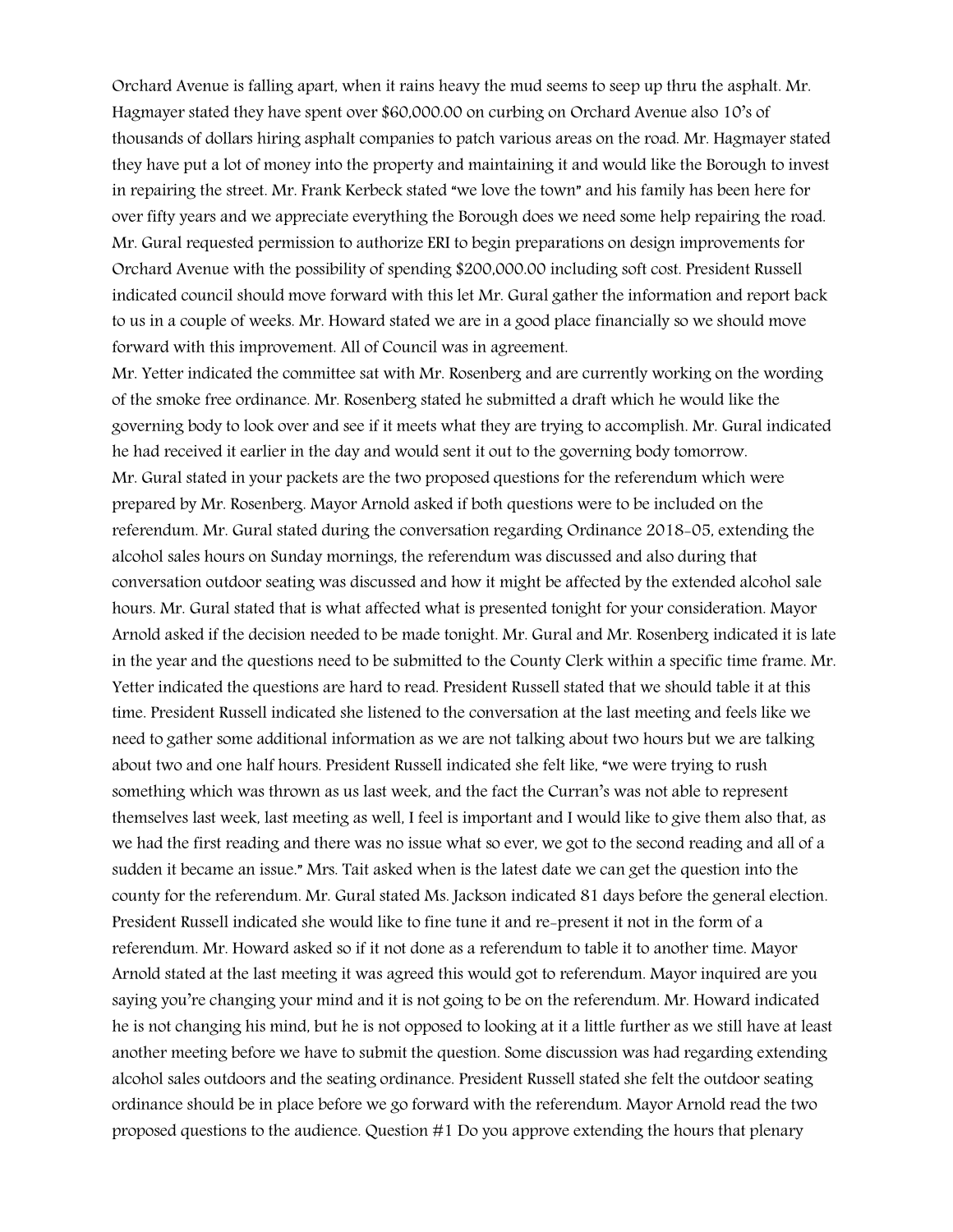Orchard Avenue is falling apart, when it rains heavy the mud seems to seep up thru the asphalt. Mr. Hagmayer stated they have spent over $60,000.00 on curbing on Orchard Avenue also 10's of thousands of dollars hiring asphalt companies to patch various areas on the road. Mr. Hagmayer stated they have put a lot of money into the property and maintaining it and would like the Borough to invest in repairing the street. Mr. Frank Kerbeck stated "we love the town" and his family has been here for over fifty years and we appreciate everything the Borough does we need some help repairing the road. Mr. Gural requested permission to authorize ERI to begin preparations on design improvements for Orchard Avenue with the possibility of spending $200,000.00 including soft cost. President Russell indicated council should move forward with this let Mr. Gural gather the information and report back to us in a couple of weeks. Mr. Howard stated we are in a good place financially so we should move forward with this improvement. All of Council was in agreement.

Mr. Yetter indicated the committee sat with Mr. Rosenberg and are currently working on the wording of the smoke free ordinance. Mr. Rosenberg stated he submitted a draft which he would like the governing body to look over and see if it meets what they are trying to accomplish. Mr. Gural indicated he had received it earlier in the day and would sent it out to the governing body tomorrow.

Mr. Gural stated in your packets are the two proposed questions for the referendum which were prepared by Mr. Rosenberg. Mayor Arnold asked if both questions were to be included on the referendum. Mr. Gural stated during the conversation regarding Ordinance 2018-05, extending the alcohol sales hours on Sunday mornings, the referendum was discussed and also during that conversation outdoor seating was discussed and how it might be affected by the extended alcohol sale hours. Mr. Gural stated that is what affected what is presented tonight for your consideration. Mayor Arnold asked if the decision needed to be made tonight. Mr. Gural and Mr. Rosenberg indicated it is late in the year and the questions need to be submitted to the County Clerk within a specific time frame. Mr. Yetter indicated the questions are hard to read. President Russell stated that we should table it at this time. President Russell indicated she listened to the conversation at the last meeting and feels like we need to gather some additional information as we are not talking about two hours but we are talking about two and one half hours. President Russell indicated she felt like, "we were trying to rush something which was thrown as us last week, and the fact the Curran's was not able to represent themselves last week, last meeting as well, I feel is important and I would like to give them also that, as we had the first reading and there was no issue what so ever, we got to the second reading and all of a sudden it became an issue." Mrs. Tait asked when is the latest date we can get the question into the county for the referendum. Mr. Gural stated Ms. Jackson indicated 81 days before the general election. President Russell indicated she would like to fine tune it and re-present it not in the form of a referendum. Mr. Howard asked so if it not done as a referendum to table it to another time. Mayor Arnold stated at the last meeting it was agreed this would got to referendum. Mayor inquired are you saying you're changing your mind and it is not going to be on the referendum. Mr. Howard indicated he is not changing his mind, but he is not opposed to looking at it a little further as we still have at least another meeting before we have to submit the question. Some discussion was had regarding extending alcohol sales outdoors and the seating ordinance. President Russell stated she felt the outdoor seating ordinance should be in place before we go forward with the referendum. Mayor Arnold read the two proposed questions to the audience. Question #1 Do you approve extending the hours that plenary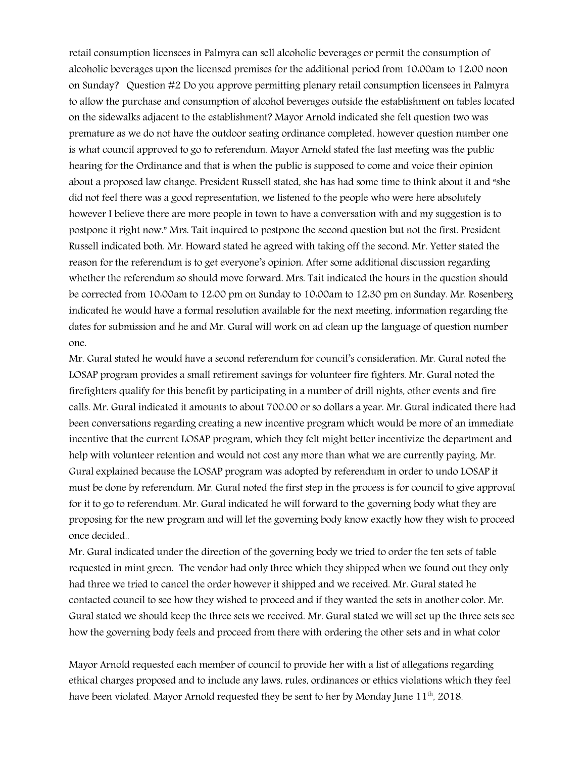retail consumption licensees in Palmyra can sell alcoholic beverages or permit the consumption of alcoholic beverages upon the licensed premises for the additional period from 10:00am to 12:00 noon on Sunday? Question #2 Do you approve permitting plenary retail consumption licensees in Palmyra to allow the purchase and consumption of alcohol beverages outside the establishment on tables located on the sidewalks adjacent to the establishment? Mayor Arnold indicated she felt question two was premature as we do not have the outdoor seating ordinance completed, however question number one is what council approved to go to referendum. Mayor Arnold stated the last meeting was the public hearing for the Ordinance and that is when the public is supposed to come and voice their opinion about a proposed law change. President Russell stated, she has had some time to think about it and "she did not feel there was a good representation, we listened to the people who were here absolutely however I believe there are more people in town to have a conversation with and my suggestion is to postpone it right now." Mrs. Tait inquired to postpone the second question but not the first. President Russell indicated both. Mr. Howard stated he agreed with taking off the second. Mr. Yetter stated the reason for the referendum is to get everyone's opinion. After some additional discussion regarding whether the referendum so should move forward. Mrs. Tait indicated the hours in the question should be corrected from 10:00am to 12:00 pm on Sunday to 10:00am to 12:30 pm on Sunday. Mr. Rosenberg indicated he would have a formal resolution available for the next meeting, information regarding the dates for submission and he and Mr. Gural will work on ad clean up the language of question number one.

Mr. Gural stated he would have a second referendum for council's consideration. Mr. Gural noted the LOSAP program provides a small retirement savings for volunteer fire fighters. Mr. Gural noted the firefighters qualify for this benefit by participating in a number of drill nights, other events and fire calls. Mr. Gural indicated it amounts to about 700.00 or so dollars a year. Mr. Gural indicated there had been conversations regarding creating a new incentive program which would be more of an immediate incentive that the current LOSAP program, which they felt might better incentivize the department and help with volunteer retention and would not cost any more than what we are currently paying. Mr. Gural explained because the LOSAP program was adopted by referendum in order to undo LOSAP it must be done by referendum. Mr. Gural noted the first step in the process is for council to give approval for it to go to referendum. Mr. Gural indicated he will forward to the governing body what they are proposing for the new program and will let the governing body know exactly how they wish to proceed once decided..

Mr. Gural indicated under the direction of the governing body we tried to order the ten sets of table requested in mint green. The vendor had only three which they shipped when we found out they only had three we tried to cancel the order however it shipped and we received. Mr. Gural stated he contacted council to see how they wished to proceed and if they wanted the sets in another color. Mr. Gural stated we should keep the three sets we received. Mr. Gural stated we will set up the three sets see how the governing body feels and proceed from there with ordering the other sets and in what color

Mayor Arnold requested each member of council to provide her with a list of allegations regarding ethical charges proposed and to include any laws, rules, ordinances or ethics violations which they feel have been violated. Mayor Arnold requested they be sent to her by Monday June 11th, 2018.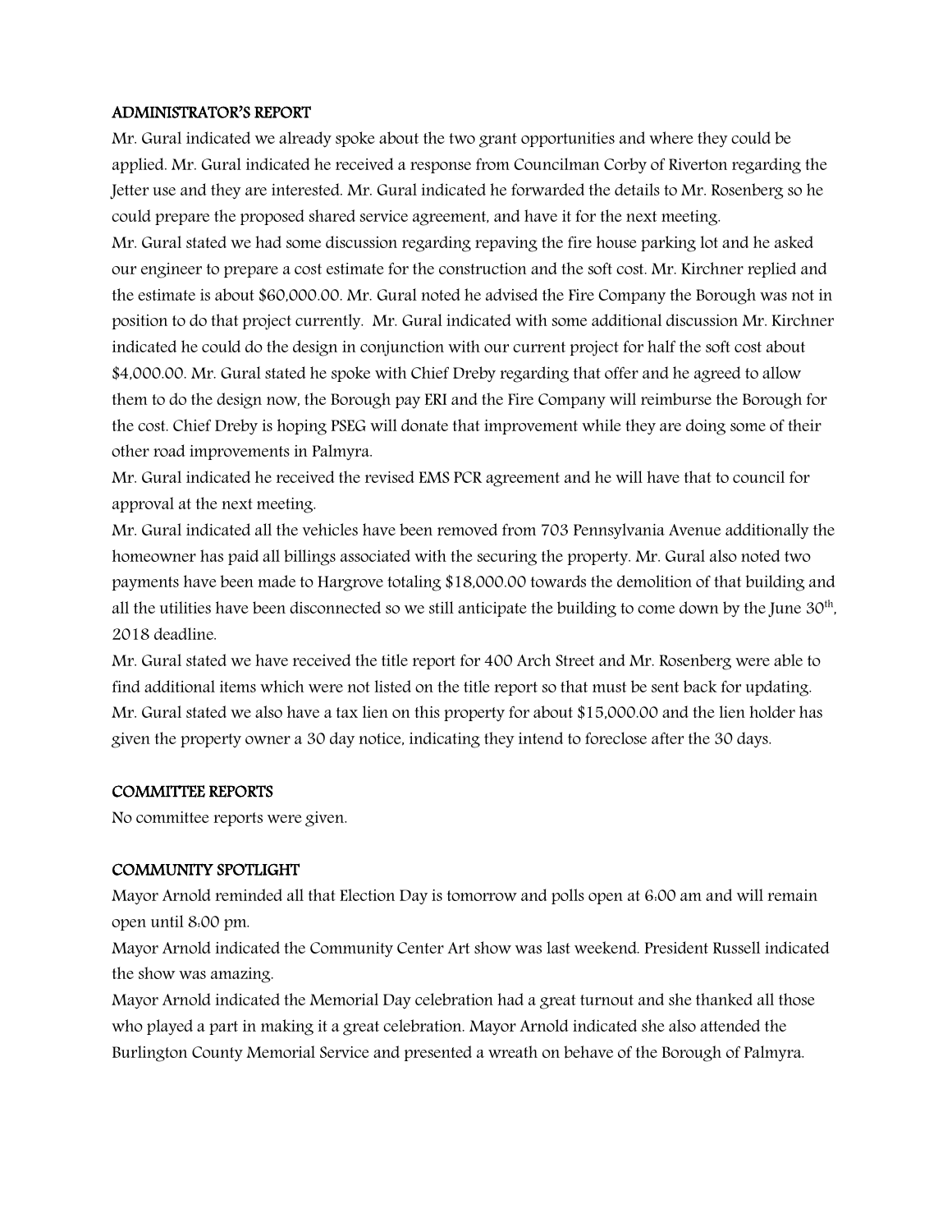## ADMINISTRATOR'S REPORT

Mr. Gural indicated we already spoke about the two grant opportunities and where they could be applied. Mr. Gural indicated he received a response from Councilman Corby of Riverton regarding the Jetter use and they are interested. Mr. Gural indicated he forwarded the details to Mr. Rosenberg so he could prepare the proposed shared service agreement, and have it for the next meeting.

Mr. Gural stated we had some discussion regarding repaving the fire house parking lot and he asked our engineer to prepare a cost estimate for the construction and the soft cost. Mr. Kirchner replied and the estimate is about $60,000.00. Mr. Gural noted he advised the Fire Company the Borough was not in position to do that project currently. Mr. Gural indicated with some additional discussion Mr. Kirchner indicated he could do the design in conjunction with our current project for half the soft cost about $4,000.00. Mr. Gural stated he spoke with Chief Dreby regarding that offer and he agreed to allow them to do the design now, the Borough pay ERI and the Fire Company will reimburse the Borough for the cost. Chief Dreby is hoping PSEG will donate that improvement while they are doing some of their other road improvements in Palmyra.

Mr. Gural indicated he received the revised EMS PCR agreement and he will have that to council for approval at the next meeting.

Mr. Gural indicated all the vehicles have been removed from 703 Pennsylvania Avenue additionally the homeowner has paid all billings associated with the securing the property. Mr. Gural also noted two payments have been made to Hargrove totaling $18,000.00 towards the demolition of that building and all the utilities have been disconnected so we still anticipate the building to come down by the June 30th, 2018 deadline.

Mr. Gural stated we have received the title report for 400 Arch Street and Mr. Rosenberg were able to find additional items which were not listed on the title report so that must be sent back for updating. Mr. Gural stated we also have a tax lien on this property for about $15,000.00 and the lien holder has given the property owner a 30 day notice, indicating they intend to foreclose after the 30 days.

## COMMITTEE REPORTS

No committee reports were given.

## COMMUNITY SPOTLIGHT

Mayor Arnold reminded all that Election Day is tomorrow and polls open at 6:00 am and will remain open until 8:00 pm.

Mayor Arnold indicated the Community Center Art show was last weekend. President Russell indicated the show was amazing.

Mayor Arnold indicated the Memorial Day celebration had a great turnout and she thanked all those who played a part in making it a great celebration. Mayor Arnold indicated she also attended the Burlington County Memorial Service and presented a wreath on behave of the Borough of Palmyra.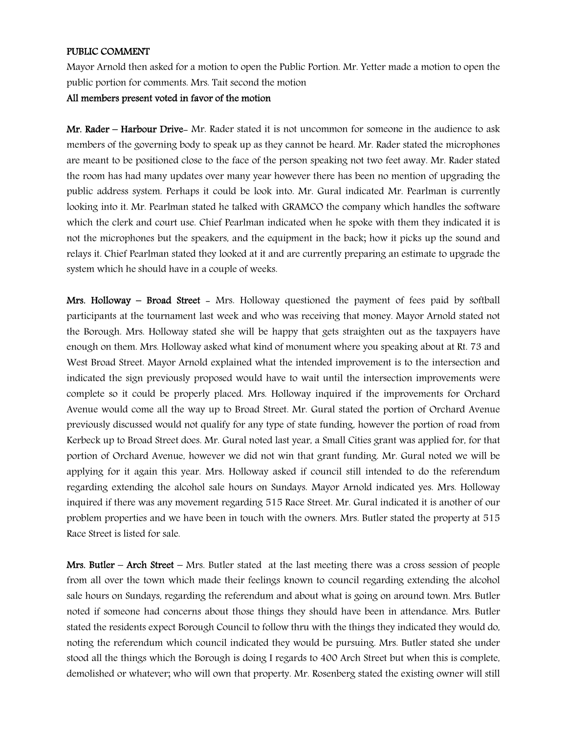**PUBLIC COMMENT**

Mayor Arnold then asked for a motion to open the Public Portion. Mr. Yetter made a motion to open the public portion for comments. Mrs. Tait second the motion

**All members present voted in favor of the motion**

**Mr. Rader – Harbour Drive**- Mr. Rader stated it is not uncommon for someone in the audience to ask members of the governing body to speak up as they cannot be heard. Mr. Rader stated the microphones are meant to be positioned close to the face of the person speaking not two feet away. Mr. Rader stated the room has had many updates over many year however there has been no mention of upgrading the public address system. Perhaps it could be look into. Mr. Gural indicated Mr. Pearlman is currently looking into it. Mr. Pearlman stated he talked with GRAMCO the company which handles the software which the clerk and court use. Chief Pearlman indicated when he spoke with them they indicated it is not the microphones but the speakers, and the equipment in the back; how it picks up the sound and relays it. Chief Pearlman stated they looked at it and are currently preparing an estimate to upgrade the system which he should have in a couple of weeks.

**Mrs. Holloway – Broad Street** - Mrs. Holloway questioned the payment of fees paid by softball participants at the tournament last week and who was receiving that money. Mayor Arnold stated not the Borough. Mrs. Holloway stated she will be happy that gets straighten out as the taxpayers have enough on them. Mrs. Holloway asked what kind of monument where you speaking about at Rt. 73 and West Broad Street. Mayor Arnold explained what the intended improvement is to the intersection and indicated the sign previously proposed would have to wait until the intersection improvements were complete so it could be properly placed. Mrs. Holloway inquired if the improvements for Orchard Avenue would come all the way up to Broad Street. Mr. Gural stated the portion of Orchard Avenue previously discussed would not qualify for any type of state funding, however the portion of road from Kerbeck up to Broad Street does. Mr. Gural noted last year, a Small Cities grant was applied for, for that portion of Orchard Avenue, however we did not win that grant funding. Mr. Gural noted we will be applying for it again this year. Mrs. Holloway asked if council still intended to do the referendum regarding extending the alcohol sale hours on Sundays. Mayor Arnold indicated yes. Mrs. Holloway inquired if there was any movement regarding 515 Race Street. Mr. Gural indicated it is another of our problem properties and we have been in touch with the owners. Mrs. Butler stated the property at 515 Race Street is listed for sale.

**Mrs. Butler – Arch Street** – Mrs. Butler stated at the last meeting there was a cross session of people from all over the town which made their feelings known to council regarding extending the alcohol sale hours on Sundays, regarding the referendum and about what is going on around town. Mrs. Butler noted if someone had concerns about those things they should have been in attendance. Mrs. Butler stated the residents expect Borough Council to follow thru with the things they indicated they would do, noting the referendum which council indicated they would be pursuing. Mrs. Butler stated she under stood all the things which the Borough is doing I regards to 400 Arch Street but when this is complete, demolished or whatever; who will own that property. Mr. Rosenberg stated the existing owner will still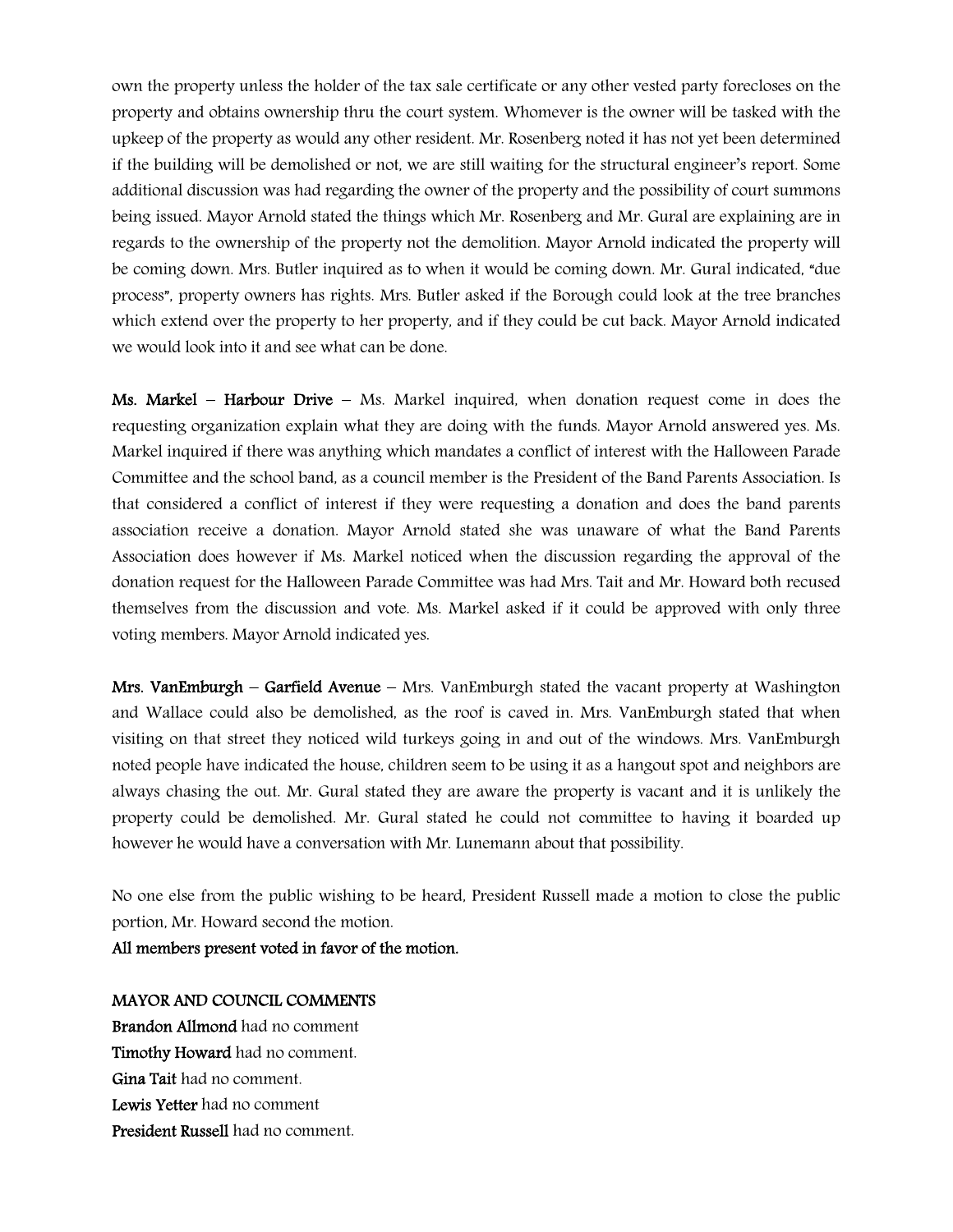own the property unless the holder of the tax sale certificate or any other vested party forecloses on the property and obtains ownership thru the court system. Whomever is the owner will be tasked with the upkeep of the property as would any other resident. Mr. Rosenberg noted it has not yet been determined if the building will be demolished or not, we are still waiting for the structural engineer's report. Some additional discussion was had regarding the owner of the property and the possibility of court summons being issued. Mayor Arnold stated the things which Mr. Rosenberg and Mr. Gural are explaining are in regards to the ownership of the property not the demolition. Mayor Arnold indicated the property will be coming down. Mrs. Butler inquired as to when it would be coming down. Mr. Gural indicated, "due process", property owners has rights. Mrs. Butler asked if the Borough could look at the tree branches which extend over the property to her property, and if they could be cut back. Mayor Arnold indicated we would look into it and see what can be done.

**Ms. Markel – Harbour Drive** – Ms. Markel inquired, when donation request come in does the requesting organization explain what they are doing with the funds. Mayor Arnold answered yes. Ms. Markel inquired if there was anything which mandates a conflict of interest with the Halloween Parade Committee and the school band, as a council member is the President of the Band Parents Association. Is that considered a conflict of interest if they were requesting a donation and does the band parents association receive a donation. Mayor Arnold stated she was unaware of what the Band Parents Association does however if Ms. Markel noticed when the discussion regarding the approval of the donation request for the Halloween Parade Committee was had Mrs. Tait and Mr. Howard both recused themselves from the discussion and vote. Ms. Markel asked if it could be approved with only three voting members. Mayor Arnold indicated yes.

**Mrs. VanEmburgh – Garfield Avenue** – Mrs. VanEmburgh stated the vacant property at Washington and Wallace could also be demolished, as the roof is caved in. Mrs. VanEmburgh stated that when visiting on that street they noticed wild turkeys going in and out of the windows. Mrs. VanEmburgh noted people have indicated the house, children seem to be using it as a hangout spot and neighbors are always chasing the out. Mr. Gural stated they are aware the property is vacant and it is unlikely the property could be demolished. Mr. Gural stated he could not committee to having it boarded up however he would have a conversation with Mr. Lunemann about that possibility.

No one else from the public wishing to be heard, President Russell made a motion to close the public portion, Mr. Howard second the motion.

**All members present voted in favor of the motion.**

**MAYOR AND COUNCIL COMMENTS**

**Brandon Allmond** had no comment

**Timothy Howard** had no comment.

**Gina Tait** had no comment.

**Lewis Yetter** had no comment

**President Russell** had no comment.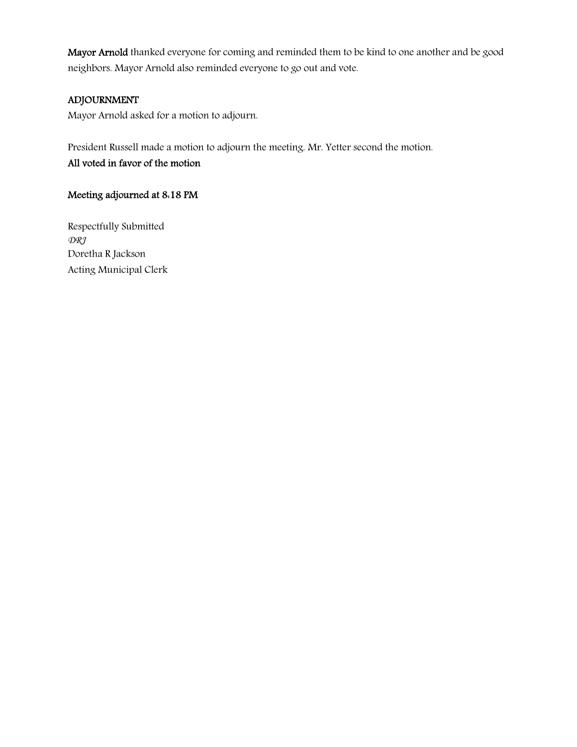**Mayor Arnold** thanked everyone for coming and reminded them to be kind to one another and be good neighbors. Mayor Arnold also reminded everyone to go out and vote.

## ADJOURNMENT

Mayor Arnold asked for a motion to adjourn.

President Russell made a motion to adjourn the meeting. Mr. Yetter second the motion.
**All voted in favor of the motion**

**Meeting adjourned at 8:18 PM**

Respectfully Submitted
*DRJ*
Doretha R Jackson
Acting Municipal Clerk